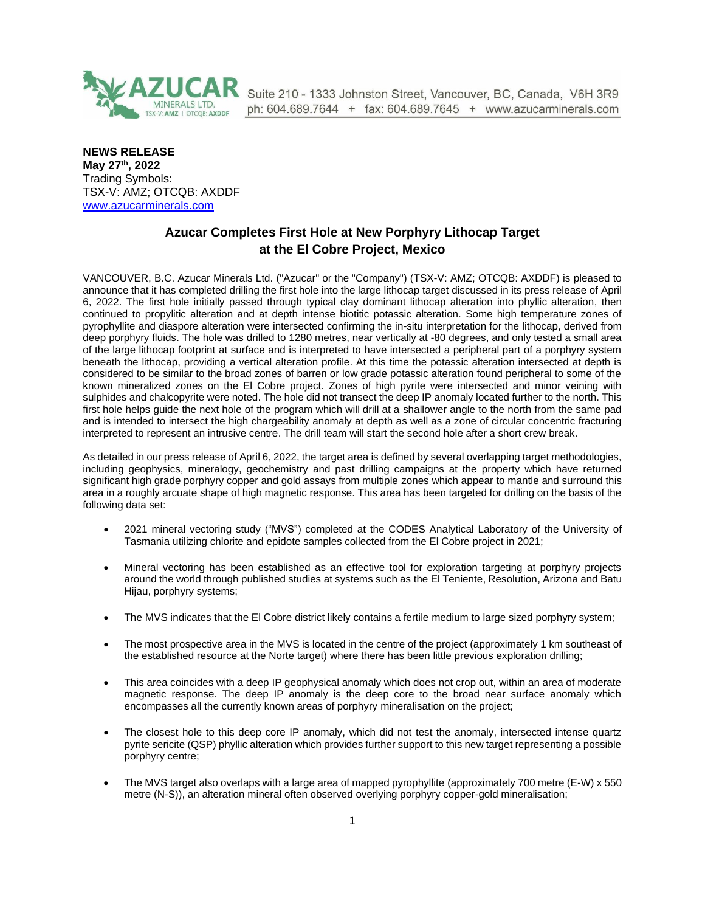AZUCAR MINERALS LTD. TSX-V: AMZ | OTCQB: AXDDF

Suite 210 - 1333 Johnston Street, Vancouver, BC, Canada, V6H 3R9
ph: 604.689.7644 + fax: 604.689.7645 + www.azucarminerals.com

**NEWS RELEASE**
**May 27th, 2022**
Trading Symbols:
TSX-V: AMZ; OTCQB: AXDDF
www.azucarminerals.com

## Azucar Completes First Hole at New Porphyry Lithocap Target at the El Cobre Project, Mexico

VANCOUVER, B.C. Azucar Minerals Ltd. ("Azucar" or the "Company") (TSX-V: AMZ; OTCQB: AXDDF) is pleased to announce that it has completed drilling the first hole into the large lithocap target discussed in its press release of April 6, 2022. The first hole initially passed through typical clay dominant lithocap alteration into phyllic alteration, then continued to propylitic alteration and at depth intense biotitic potassic alteration. Some high temperature zones of pyrophyllite and diaspore alteration were intersected confirming the in-situ interpretation for the lithocap, derived from deep porphyry fluids. The hole was drilled to 1280 metres, near vertically at -80 degrees, and only tested a small area of the large lithocap footprint at surface and is interpreted to have intersected a peripheral part of a porphyry system beneath the lithocap, providing a vertical alteration profile. At this time the potassic alteration intersected at depth is considered to be similar to the broad zones of barren or low grade potassic alteration found peripheral to some of the known mineralized zones on the El Cobre project. Zones of high pyrite were intersected and minor veining with sulphides and chalcopyrite were noted. The hole did not transect the deep IP anomaly located further to the north. This first hole helps guide the next hole of the program which will drill at a shallower angle to the north from the same pad and is intended to intersect the high chargeability anomaly at depth as well as a zone of circular concentric fracturing interpreted to represent an intrusive centre. The drill team will start the second hole after a short crew break.

As detailed in our press release of April 6, 2022, the target area is defined by several overlapping target methodologies, including geophysics, mineralogy, geochemistry and past drilling campaigns at the property which have returned significant high grade porphyry copper and gold assays from multiple zones which appear to mantle and surround this area in a roughly arcuate shape of high magnetic response. This area has been targeted for drilling on the basis of the following data set:

- 2021 mineral vectoring study ("MVS") completed at the CODES Analytical Laboratory of the University of Tasmania utilizing chlorite and epidote samples collected from the El Cobre project in 2021;
- Mineral vectoring has been established as an effective tool for exploration targeting at porphyry projects around the world through published studies at systems such as the El Teniente, Resolution, Arizona and Batu Hijau, porphyry systems;
- The MVS indicates that the El Cobre district likely contains a fertile medium to large sized porphyry system;
- The most prospective area in the MVS is located in the centre of the project (approximately 1 km southeast of the established resource at the Norte target) where there has been little previous exploration drilling;
- This area coincides with a deep IP geophysical anomaly which does not crop out, within an area of moderate magnetic response. The deep IP anomaly is the deep core to the broad near surface anomaly which encompasses all the currently known areas of porphyry mineralisation on the project;
- The closest hole to this deep core IP anomaly, which did not test the anomaly, intersected intense quartz pyrite sericite (QSP) phyllic alteration which provides further support to this new target representing a possible porphyry centre;
- The MVS target also overlaps with a large area of mapped pyrophyllite (approximately 700 metre (E-W) x 550 metre (N-S)), an alteration mineral often observed overlying porphyry copper-gold mineralisation;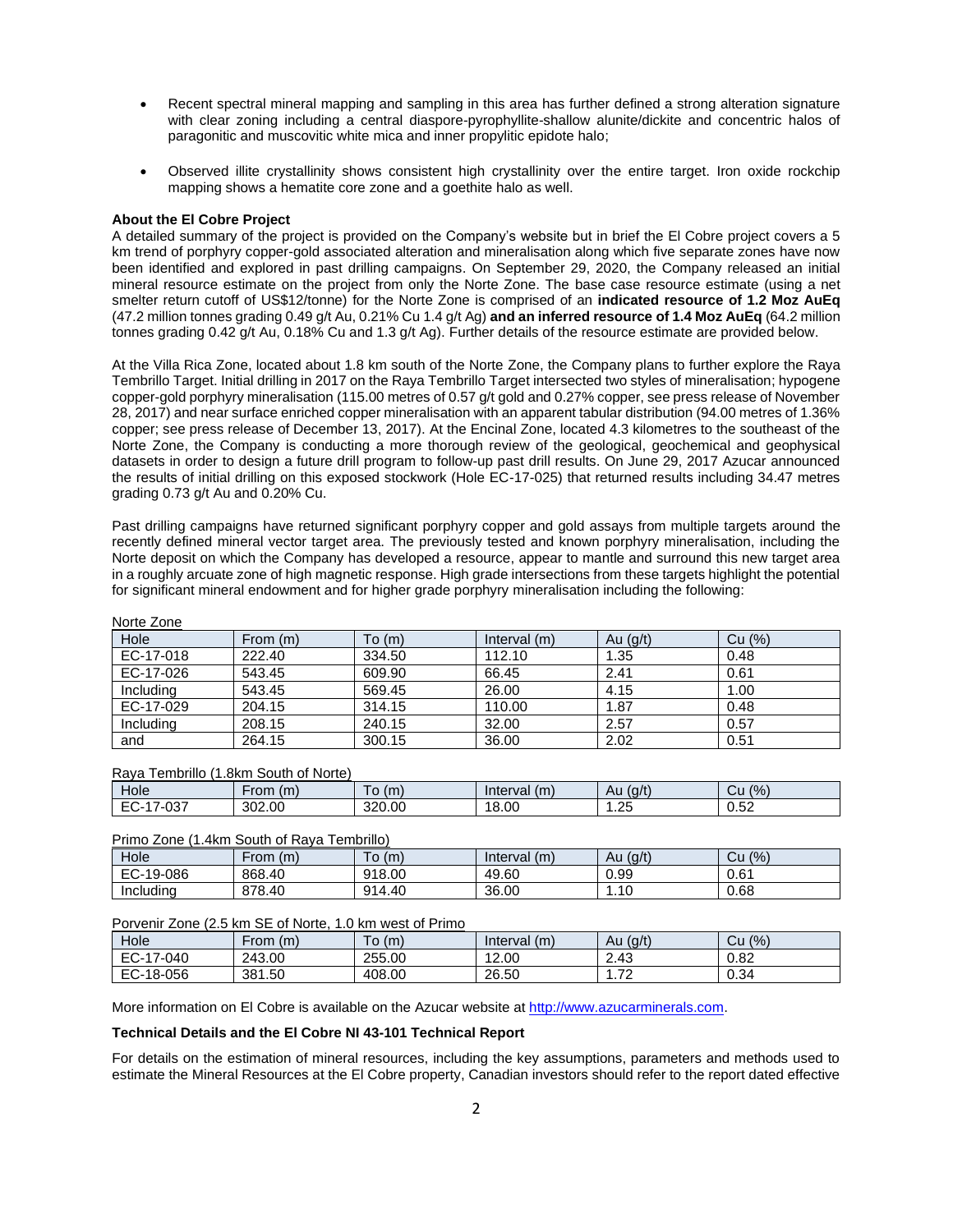- Recent spectral mineral mapping and sampling in this area has further defined a strong alteration signature with clear zoning including a central diaspore-pyrophyllite-shallow alunite/dickite and concentric halos of paragonitic and muscovitic white mica and inner propylitic epidote halo;

- Observed illite crystallinity shows consistent high crystallinity over the entire target. Iron oxide rockchip mapping shows a hematite core zone and a goethite halo as well.

**About the El Cobre Project**

A detailed summary of the project is provided on the Company's website but in brief the El Cobre project covers a 5 km trend of porphyry copper-gold associated alteration and mineralisation along which five separate zones have now been identified and explored in past drilling campaigns. On September 29, 2020, the Company released an initial mineral resource estimate on the project from only the Norte Zone. The base case resource estimate (using a net smelter return cutoff of US$12/tonne) for the Norte Zone is comprised of an **indicated resource of 1.2 Moz AuEq** (47.2 million tonnes grading 0.49 g/t Au, 0.21% Cu 1.4 g/t Ag) **and an inferred resource of 1.4 Moz AuEq** (64.2 million tonnes grading 0.42 g/t Au, 0.18% Cu and 1.3 g/t Ag). Further details of the resource estimate are provided below.

At the Villa Rica Zone, located about 1.8 km south of the Norte Zone, the Company plans to further explore the Raya Tembrillo Target. Initial drilling in 2017 on the Raya Tembrillo Target intersected two styles of mineralisation; hypogene copper-gold porphyry mineralisation (115.00 metres of 0.57 g/t gold and 0.27% copper, see press release of November 28, 2017) and near surface enriched copper mineralisation with an apparent tabular distribution (94.00 metres of 1.36% copper; see press release of December 13, 2017). At the Encinal Zone, located 4.3 kilometres to the southeast of the Norte Zone, the Company is conducting a more thorough review of the geological, geochemical and geophysical datasets in order to design a future drill program to follow-up past drill results. On June 29, 2017 Azucar announced the results of initial drilling on this exposed stockwork (Hole EC-17-025) that returned results including 34.47 metres grading 0.73 g/t Au and 0.20% Cu.

Past drilling campaigns have returned significant porphyry copper and gold assays from multiple targets around the recently defined mineral vector target area. The previously tested and known porphyry mineralisation, including the Norte deposit on which the Company has developed a resource, appear to mantle and surround this new target area in a roughly arcuate zone of high magnetic response. High grade intersections from these targets highlight the potential for significant mineral endowment and for higher grade porphyry mineralisation including the following:

Norte Zone

| Hole | From (m) | To (m) | Interval (m) | Au (g/t) | Cu (%) |
|---|---|---|---|---|---|
| EC-17-018 | 222.40 | 334.50 | 112.10 | 1.35 | 0.48 |
| EC-17-026 | 543.45 | 609.90 | 66.45 | 2.41 | 0.61 |
| Including | 543.45 | 569.45 | 26.00 | 4.15 | 1.00 |
| EC-17-029 | 204.15 | 314.15 | 110.00 | 1.87 | 0.48 |
| Including | 208.15 | 240.15 | 32.00 | 2.57 | 0.57 |
| and | 264.15 | 300.15 | 36.00 | 2.02 | 0.51 |

Raya Tembrillo (1.8km South of Norte)

| Hole | From (m) | To (m) | Interval (m) | Au (g/t) | Cu (%) |
|---|---|---|---|---|---|
| EC-17-037 | 302.00 | 320.00 | 18.00 | 1.25 | 0.52 |

Primo Zone (1.4km South of Raya Tembrillo)

| Hole | From (m) | To (m) | Interval (m) | Au (g/t) | Cu (%) |
|---|---|---|---|---|---|
| EC-19-086 | 868.40 | 918.00 | 49.60 | 0.99 | 0.61 |
| Including | 878.40 | 914.40 | 36.00 | 1.10 | 0.68 |

Porvenir Zone (2.5 km SE of Norte, 1.0 km west of Primo

| Hole | From (m) | To (m) | Interval (m) | Au (g/t) | Cu (%) |
|---|---|---|---|---|---|
| EC-17-040 | 243.00 | 255.00 | 12.00 | 2.43 | 0.82 |
| EC-18-056 | 381.50 | 408.00 | 26.50 | 1.72 | 0.34 |

More information on El Cobre is available on the Azucar website at http://www.azucarminerals.com.

**Technical Details and the El Cobre NI 43-101 Technical Report**

For details on the estimation of mineral resources, including the key assumptions, parameters and methods used to estimate the Mineral Resources at the El Cobre property, Canadian investors should refer to the report dated effective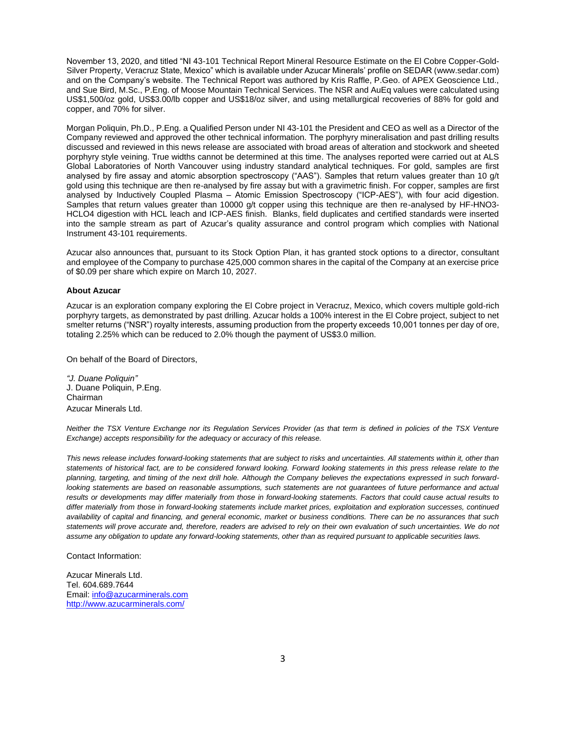November 13, 2020, and titled "NI 43-101 Technical Report Mineral Resource Estimate on the El Cobre Copper-Gold-Silver Property, Veracruz State, Mexico" which is available under Azucar Minerals' profile on SEDAR (www.sedar.com) and on the Company's website. The Technical Report was authored by Kris Raffle, P.Geo. of APEX Geoscience Ltd., and Sue Bird, M.Sc., P.Eng. of Moose Mountain Technical Services. The NSR and AuEq values were calculated using US$1,500/oz gold, US$3.00/lb copper and US$18/oz silver, and using metallurgical recoveries of 88% for gold and copper, and 70% for silver.

Morgan Poliquin, Ph.D., P.Eng. a Qualified Person under NI 43-101 the President and CEO as well as a Director of the Company reviewed and approved the other technical information. The porphyry mineralisation and past drilling results discussed and reviewed in this news release are associated with broad areas of alteration and stockwork and sheeted porphyry style veining. True widths cannot be determined at this time. The analyses reported were carried out at ALS Global Laboratories of North Vancouver using industry standard analytical techniques. For gold, samples are first analysed by fire assay and atomic absorption spectroscopy ("AAS"). Samples that return values greater than 10 g/t gold using this technique are then re-analysed by fire assay but with a gravimetric finish. For copper, samples are first analysed by Inductively Coupled Plasma – Atomic Emission Spectroscopy ("ICP-AES"), with four acid digestion. Samples that return values greater than 10000 g/t copper using this technique are then re-analysed by HF-HNO3-HCLO4 digestion with HCL leach and ICP-AES finish. Blanks, field duplicates and certified standards were inserted into the sample stream as part of Azucar's quality assurance and control program which complies with National Instrument 43-101 requirements.

Azucar also announces that, pursuant to its Stock Option Plan, it has granted stock options to a director, consultant and employee of the Company to purchase 425,000 common shares in the capital of the Company at an exercise price of $0.09 per share which expire on March 10, 2027.

**About Azucar**

Azucar is an exploration company exploring the El Cobre project in Veracruz, Mexico, which covers multiple gold-rich porphyry targets, as demonstrated by past drilling. Azucar holds a 100% interest in the El Cobre project, subject to net smelter returns ("NSR") royalty interests, assuming production from the property exceeds 10,001 tonnes per day of ore, totaling 2.25% which can be reduced to 2.0% though the payment of US$3.0 million.

On behalf of the Board of Directors,

*"J. Duane Poliquin"*
J. Duane Poliquin, P.Eng.
Chairman
Azucar Minerals Ltd.

*Neither the TSX Venture Exchange nor its Regulation Services Provider (as that term is defined in policies of the TSX Venture Exchange) accepts responsibility for the adequacy or accuracy of this release.*

*This news release includes forward-looking statements that are subject to risks and uncertainties. All statements within it, other than statements of historical fact, are to be considered forward looking. Forward looking statements in this press release relate to the planning, targeting, and timing of the next drill hole. Although the Company believes the expectations expressed in such forward-looking statements are based on reasonable assumptions, such statements are not guarantees of future performance and actual results or developments may differ materially from those in forward-looking statements. Factors that could cause actual results to differ materially from those in forward-looking statements include market prices, exploitation and exploration successes, continued availability of capital and financing, and general economic, market or business conditions. There can be no assurances that such statements will prove accurate and, therefore, readers are advised to rely on their own evaluation of such uncertainties. We do not assume any obligation to update any forward-looking statements, other than as required pursuant to applicable securities laws.*

Contact Information:

Azucar Minerals Ltd.
Tel. 604.689.7644
Email: info@azucarminerals.com
http://www.azucarminerals.com/